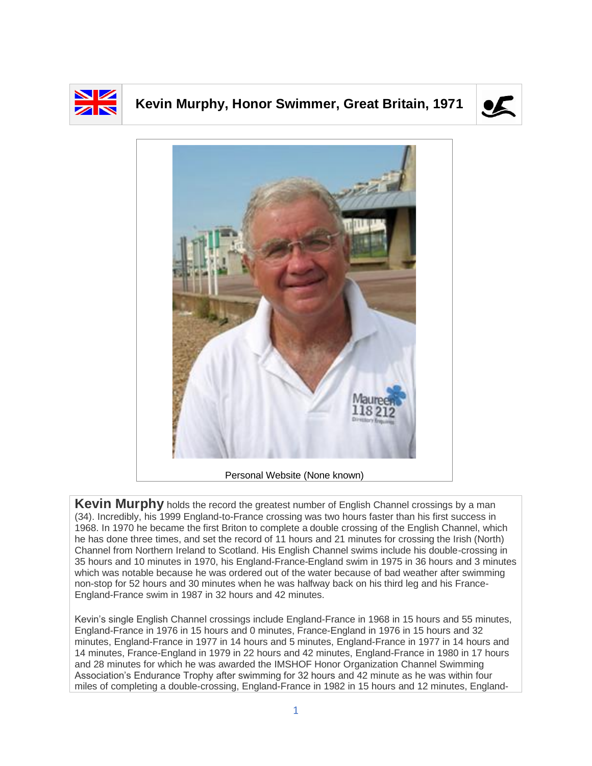# Kevin Murphy, Honor Swimmer, Great Britain, 1971

Personal Website (None known)

**Kevin Murphy** holds the record the greatest number of English Channel crossings by a man (34). Incredibly, his 1999 England-to-France crossing was two hours faster than his first success in 1968. In 1970 he became the first Briton to complete a double crossing of the English Channel, which he has done three times, and set the record of 11 hours and 21 minutes for crossing the Irish (North) Channel from Northern Ireland to Scotland. His English Channel swims include his double-crossing in 35 hours and 10 minutes in 1970, his England-France-England swim in 1975 in 36 hours and 3 minutes which was notable because he was ordered out of the water because of bad weather after swimming non-stop for 52 hours and 30 minutes when he was halfway back on his third leg and his France-England-France swim in 1987 in 32 hours and 42 minutes.

Kevin's single English Channel crossings include England-France in 1968 in 15 hours and 55 minutes, England-France in 1976 in 15 hours and 0 minutes, France-England in 1976 in 15 hours and 32 minutes, England-France in 1977 in 14 hours and 5 minutes, England-France in 1977 in 14 hours and 14 minutes, France-England in 1979 in 22 hours and 42 minutes, England-France in 1980 in 17 hours and 28 minutes for which he was awarded the IMSHOF Honor Organization Channel Swimming Association's Endurance Trophy after swimming for 32 hours and 42 minute as he was within four miles of completing a double-crossing, England-France in 1982 in 15 hours and 12 minutes, England-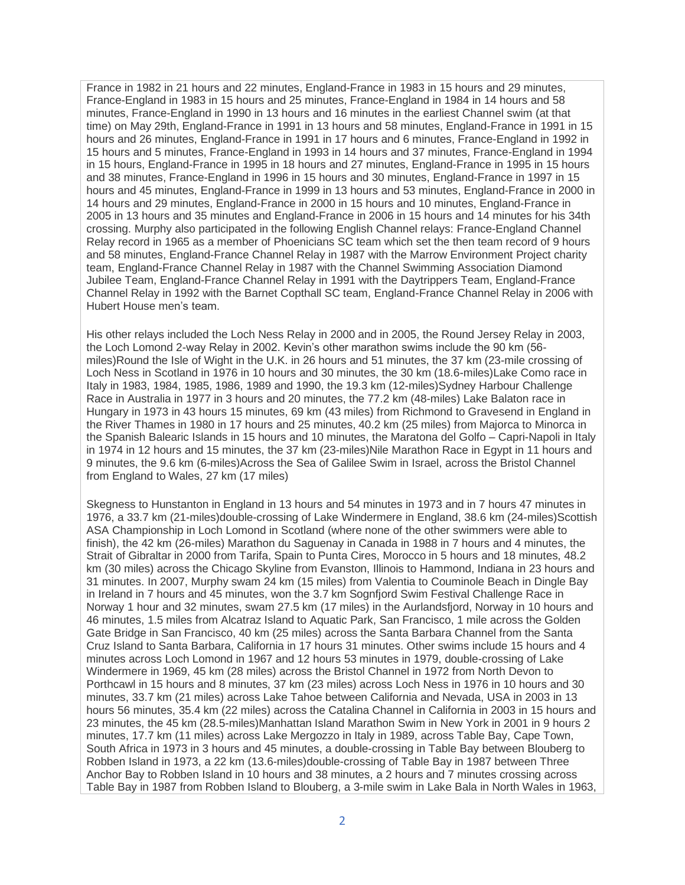France in 1982 in 21 hours and 22 minutes, England-France in 1983 in 15 hours and 29 minutes, France-England in 1983 in 15 hours and 25 minutes, France-England in 1984 in 14 hours and 58 minutes, France-England in 1990 in 13 hours and 16 minutes in the earliest Channel swim (at that time) on May 29th, England-France in 1991 in 13 hours and 58 minutes, England-France in 1991 in 15 hours and 26 minutes, England-France in 1991 in 17 hours and 6 minutes, France-England in 1992 in 15 hours and 5 minutes, France-England in 1993 in 14 hours and 37 minutes, France-England in 1994 in 15 hours, England-France in 1995 in 18 hours and 27 minutes, England-France in 1995 in 15 hours and 38 minutes, France-England in 1996 in 15 hours and 30 minutes, England-France in 1997 in 15 hours and 45 minutes, England-France in 1999 in 13 hours and 53 minutes, England-France in 2000 in 14 hours and 29 minutes, England-France in 2000 in 15 hours and 10 minutes, England-France in 2005 in 13 hours and 35 minutes and England-France in 2006 in 15 hours and 14 minutes for his 34th crossing. Murphy also participated in the following English Channel relays: France-England Channel Relay record in 1965 as a member of Phoenicians SC team which set the then team record of 9 hours and 58 minutes, England-France Channel Relay in 1987 with the Marrow Environment Project charity team, England-France Channel Relay in 1987 with the Channel Swimming Association Diamond Jubilee Team, England-France Channel Relay in 1991 with the Daytrippers Team, England-France Channel Relay in 1992 with the Barnet Copthall SC team, England-France Channel Relay in 2006 with Hubert House men's team.

His other relays included the Loch Ness Relay in 2000 and in 2005, the Round Jersey Relay in 2003, the Loch Lomond 2-way Relay in 2002. Kevin's other marathon swims include the 90 km (56-miles)Round the Isle of Wight in the U.K. in 26 hours and 51 minutes, the 37 km (23-mile crossing of Loch Ness in Scotland in 1976 in 10 hours and 30 minutes, the 30 km (18.6-miles)Lake Como race in Italy in 1983, 1984, 1985, 1986, 1989 and 1990, the 19.3 km (12-miles)Sydney Harbour Challenge Race in Australia in 1977 in 3 hours and 20 minutes, the 77.2 km (48-miles) Lake Balaton race in Hungary in 1973 in 43 hours 15 minutes, 69 km (43 miles) from Richmond to Gravesend in England in the River Thames in 1980 in 17 hours and 25 minutes, 40.2 km (25 miles) from Majorca to Minorca in the Spanish Balearic Islands in 15 hours and 10 minutes, the Maratona del Golfo – Capri-Napoli in Italy in 1974 in 12 hours and 15 minutes, the 37 km (23-miles)Nile Marathon Race in Egypt in 11 hours and 9 minutes, the 9.6 km (6-miles)Across the Sea of Galilee Swim in Israel, across the Bristol Channel from England to Wales, 27 km (17 miles)

Skegness to Hunstanton in England in 13 hours and 54 minutes in 1973 and in 7 hours 47 minutes in 1976, a 33.7 km (21-miles)double-crossing of Lake Windermere in England, 38.6 km (24-miles)Scottish ASA Championship in Loch Lomond in Scotland (where none of the other swimmers were able to finish), the 42 km (26-miles) Marathon du Saguenay in Canada in 1988 in 7 hours and 4 minutes, the Strait of Gibraltar in 2000 from Tarifa, Spain to Punta Cires, Morocco in 5 hours and 18 minutes, 48.2 km (30 miles) across the Chicago Skyline from Evanston, Illinois to Hammond, Indiana in 23 hours and 31 minutes. In 2007, Murphy swam 24 km (15 miles) from Valentia to Couminole Beach in Dingle Bay in Ireland in 7 hours and 45 minutes, won the 3.7 km Sognfjord Swim Festival Challenge Race in Norway 1 hour and 32 minutes, swam 27.5 km (17 miles) in the Aurlandsfjord, Norway in 10 hours and 46 minutes, 1.5 miles from Alcatraz Island to Aquatic Park, San Francisco, 1 mile across the Golden Gate Bridge in San Francisco, 40 km (25 miles) across the Santa Barbara Channel from the Santa Cruz Island to Santa Barbara, California in 17 hours 31 minutes. Other swims include 15 hours and 4 minutes across Loch Lomond in 1967 and 12 hours 53 minutes in 1979, double-crossing of Lake Windermere in 1969, 45 km (28 miles) across the Bristol Channel in 1972 from North Devon to Porthcawl in 15 hours and 8 minutes, 37 km (23 miles) across Loch Ness in 1976 in 10 hours and 30 minutes, 33.7 km (21 miles) across Lake Tahoe between California and Nevada, USA in 2003 in 13 hours 56 minutes, 35.4 km (22 miles) across the Catalina Channel in California in 2003 in 15 hours and 23 minutes, the 45 km (28.5-miles)Manhattan Island Marathon Swim in New York in 2001 in 9 hours 2 minutes, 17.7 km (11 miles) across Lake Mergozzo in Italy in 1989, across Table Bay, Cape Town, South Africa in 1973 in 3 hours and 45 minutes, a double-crossing in Table Bay between Blouberg to Robben Island in 1973, a 22 km (13.6-miles)double-crossing of Table Bay in 1987 between Three Anchor Bay to Robben Island in 10 hours and 38 minutes, a 2 hours and 7 minutes crossing across Table Bay in 1987 from Robben Island to Blouberg, a 3-mile swim in Lake Bala in North Wales in 1963,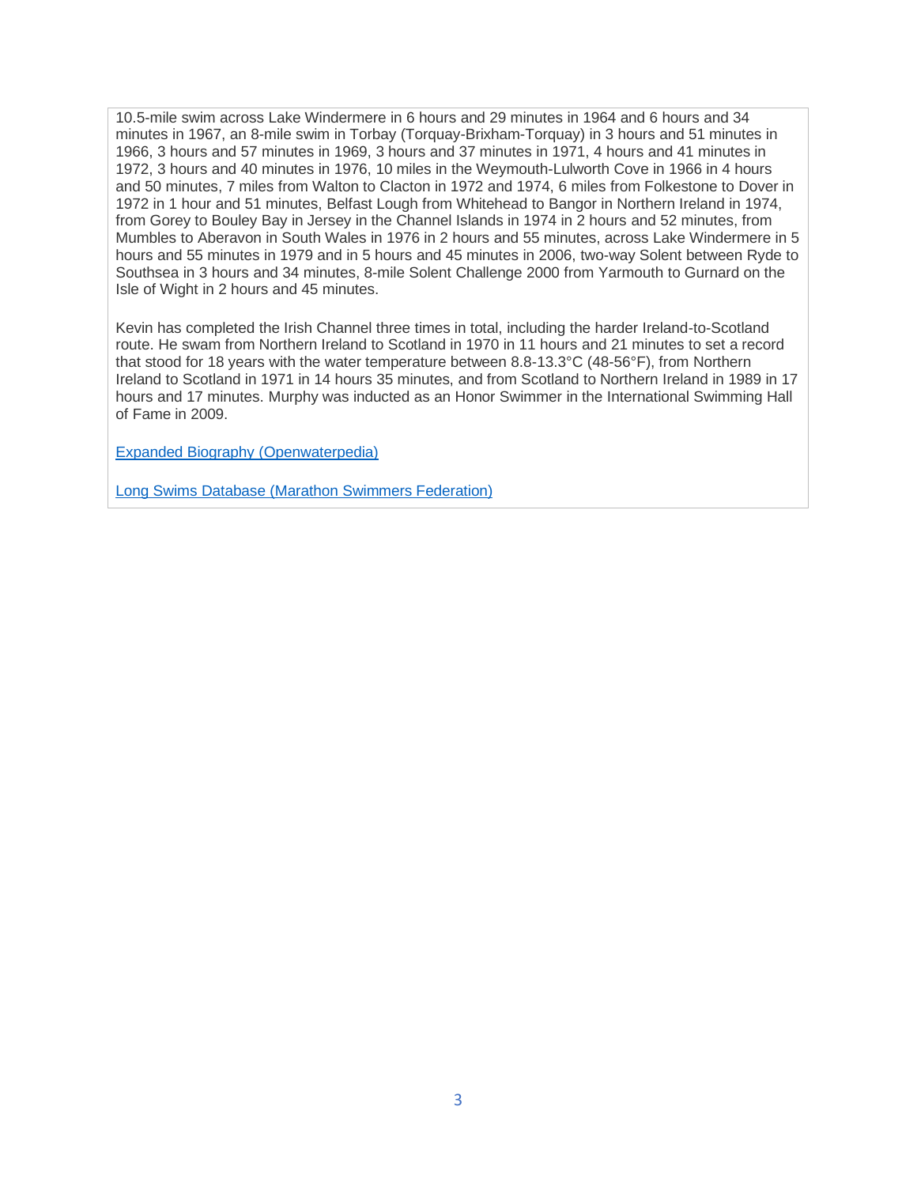10.5-mile swim across Lake Windermere in 6 hours and 29 minutes in 1964 and 6 hours and 34 minutes in 1967, an 8-mile swim in Torbay (Torquay-Brixham-Torquay) in 3 hours and 51 minutes in 1966, 3 hours and 57 minutes in 1969, 3 hours and 37 minutes in 1971, 4 hours and 41 minutes in 1972, 3 hours and 40 minutes in 1976, 10 miles in the Weymouth-Lulworth Cove in 1966 in 4 hours and 50 minutes, 7 miles from Walton to Clacton in 1972 and 1974, 6 miles from Folkestone to Dover in 1972 in 1 hour and 51 minutes, Belfast Lough from Whitehead to Bangor in Northern Ireland in 1974, from Gorey to Bouley Bay in Jersey in the Channel Islands in 1974 in 2 hours and 52 minutes, from Mumbles to Aberavon in South Wales in 1976 in 2 hours and 55 minutes, across Lake Windermere in 5 hours and 55 minutes in 1979 and in 5 hours and 45 minutes in 2006, two-way Solent between Ryde to Southsea in 3 hours and 34 minutes, 8-mile Solent Challenge 2000 from Yarmouth to Gurnard on the Isle of Wight in 2 hours and 45 minutes.

Kevin has completed the Irish Channel three times in total, including the harder Ireland-to-Scotland route. He swam from Northern Ireland to Scotland in 1970 in 11 hours and 21 minutes to set a record that stood for 18 years with the water temperature between 8.8-13.3°C (48-56°F), from Northern Ireland to Scotland in 1971 in 14 hours 35 minutes, and from Scotland to Northern Ireland in 1989 in 17 hours and 17 minutes. Murphy was inducted as an Honor Swimmer in the International Swimming Hall of Fame in 2009.

Expanded Biography (Openwaterpedia)

Long Swims Database (Marathon Swimmers Federation)